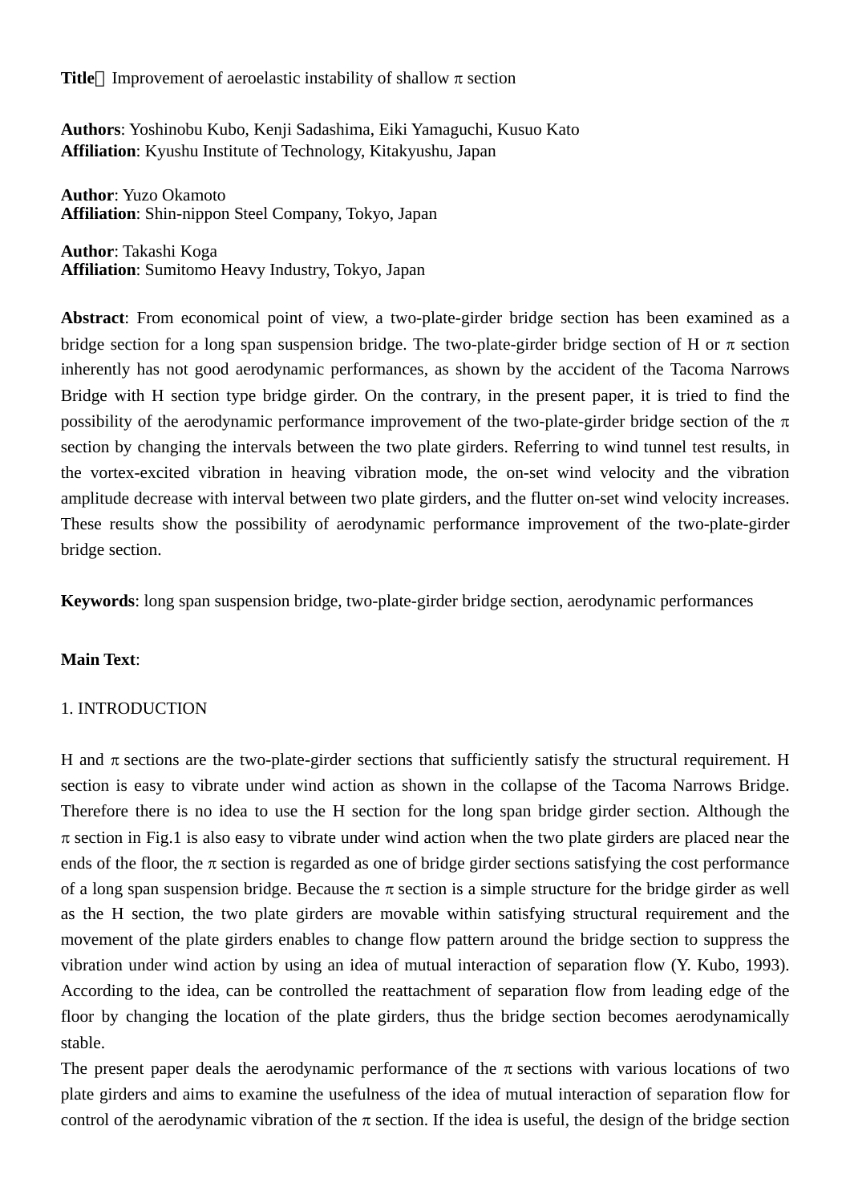**Title**：Improvement of aeroelastic instability of shallow π section

**Authors**: Yoshinobu Kubo, Kenji Sadashima, Eiki Yamaguchi, Kusuo Kato
**Affiliation**: Kyushu Institute of Technology, Kitakyushu, Japan

**Author**: Yuzo Okamoto
**Affiliation**: Shin-nippon Steel Company, Tokyo, Japan

**Author**: Takashi Koga
**Affiliation**: Sumitomo Heavy Industry, Tokyo, Japan

**Abstract**: From economical point of view, a two-plate-girder bridge section has been examined as a bridge section for a long span suspension bridge. The two-plate-girder bridge section of H or π section inherently has not good aerodynamic performances, as shown by the accident of the Tacoma Narrows Bridge with H section type bridge girder. On the contrary, in the present paper, it is tried to find the possibility of the aerodynamic performance improvement of the two-plate-girder bridge section of the π section by changing the intervals between the two plate girders. Referring to wind tunnel test results, in the vortex-excited vibration in heaving vibration mode, the on-set wind velocity and the vibration amplitude decrease with interval between two plate girders, and the flutter on-set wind velocity increases. These results show the possibility of aerodynamic performance improvement of the two-plate-girder bridge section.

**Keywords**: long span suspension bridge, two-plate-girder bridge section, aerodynamic performances

**Main Text**:

## 1. INTRODUCTION

H and π sections are the two-plate-girder sections that sufficiently satisfy the structural requirement. H section is easy to vibrate under wind action as shown in the collapse of the Tacoma Narrows Bridge. Therefore there is no idea to use the H section for the long span bridge girder section. Although the π section in Fig.1 is also easy to vibrate under wind action when the two plate girders are placed near the ends of the floor, the π section is regarded as one of bridge girder sections satisfying the cost performance of a long span suspension bridge. Because the π section is a simple structure for the bridge girder as well as the H section, the two plate girders are movable within satisfying structural requirement and the movement of the plate girders enables to change flow pattern around the bridge section to suppress the vibration under wind action by using an idea of mutual interaction of separation flow (Y. Kubo, 1993). According to the idea, can be controlled the reattachment of separation flow from leading edge of the floor by changing the location of the plate girders, thus the bridge section becomes aerodynamically stable.

The present paper deals the aerodynamic performance of the π sections with various locations of two plate girders and aims to examine the usefulness of the idea of mutual interaction of separation flow for control of the aerodynamic vibration of the π section. If the idea is useful, the design of the bridge section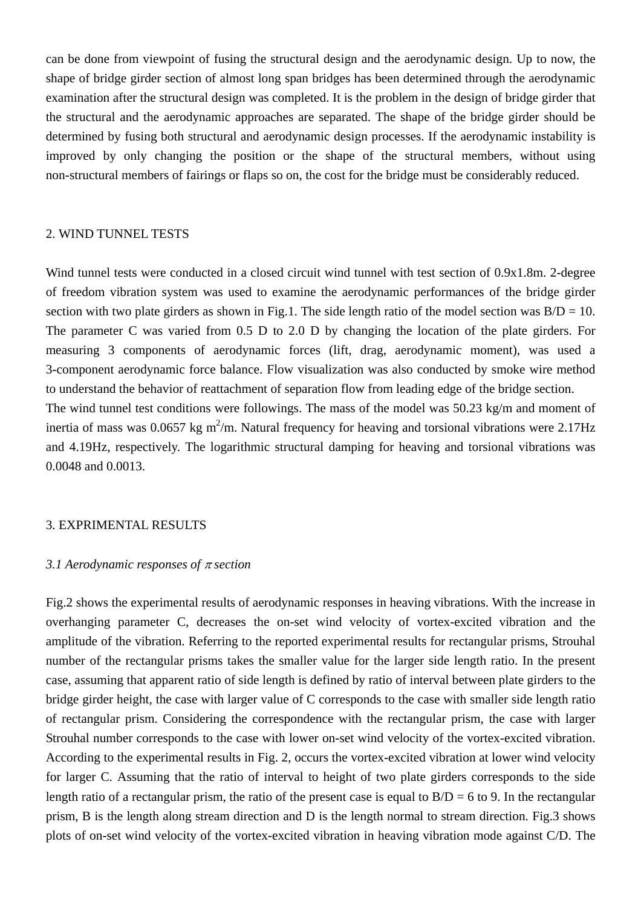can be done from viewpoint of fusing the structural design and the aerodynamic design. Up to now, the shape of bridge girder section of almost long span bridges has been determined through the aerodynamic examination after the structural design was completed. It is the problem in the design of bridge girder that the structural and the aerodynamic approaches are separated. The shape of the bridge girder should be determined by fusing both structural and aerodynamic design processes. If the aerodynamic instability is improved by only changing the position or the shape of the structural members, without using non-structural members of fairings or flaps so on, the cost for the bridge must be considerably reduced.

## 2. WIND TUNNEL TESTS

Wind tunnel tests were conducted in a closed circuit wind tunnel with test section of 0.9x1.8m. 2-degree of freedom vibration system was used to examine the aerodynamic performances of the bridge girder section with two plate girders as shown in Fig.1. The side length ratio of the model section was B/D = 10. The parameter C was varied from 0.5 D to 2.0 D by changing the location of the plate girders. For measuring 3 components of aerodynamic forces (lift, drag, aerodynamic moment), was used a 3-component aerodynamic force balance. Flow visualization was also conducted by smoke wire method to understand the behavior of reattachment of separation flow from leading edge of the bridge section.
The wind tunnel test conditions were followings. The mass of the model was 50.23 kg/m and moment of inertia of mass was 0.0657 kg $m^2$/m. Natural frequency for heaving and torsional vibrations were 2.17Hz and 4.19Hz, respectively. The logarithmic structural damping for heaving and torsional vibrations was 0.0048 and 0.0013.

## 3. EXPRIMENTAL RESULTS

### *3.1 Aerodynamic responses of $\pi$ section*

Fig.2 shows the experimental results of aerodynamic responses in heaving vibrations. With the increase in overhanging parameter C, decreases the on-set wind velocity of vortex-excited vibration and the amplitude of the vibration. Referring to the reported experimental results for rectangular prisms, Strouhal number of the rectangular prisms takes the smaller value for the larger side length ratio. In the present case, assuming that apparent ratio of side length is defined by ratio of interval between plate girders to the bridge girder height, the case with larger value of C corresponds to the case with smaller side length ratio of rectangular prism. Considering the correspondence with the rectangular prism, the case with larger Strouhal number corresponds to the case with lower on-set wind velocity of the vortex-excited vibration. According to the experimental results in Fig. 2, occurs the vortex-excited vibration at lower wind velocity for larger C. Assuming that the ratio of interval to height of two plate girders corresponds to the side length ratio of a rectangular prism, the ratio of the present case is equal to B/D = 6 to 9. In the rectangular prism, B is the length along stream direction and D is the length normal to stream direction. Fig.3 shows plots of on-set wind velocity of the vortex-excited vibration in heaving vibration mode against C/D. The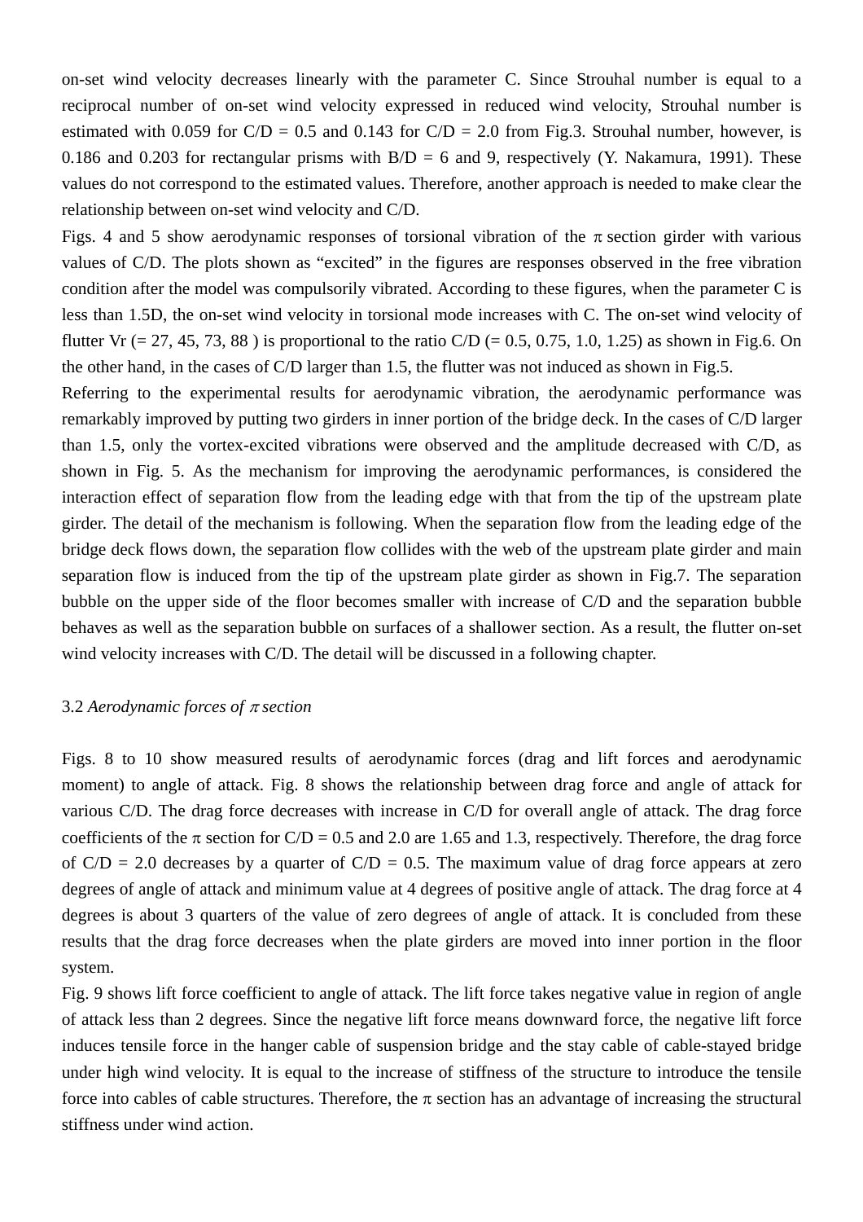on-set wind velocity decreases linearly with the parameter C. Since Strouhal number is equal to a reciprocal number of on-set wind velocity expressed in reduced wind velocity, Strouhal number is estimated with 0.059 for C/D = 0.5 and 0.143 for C/D = 2.0 from Fig.3. Strouhal number, however, is 0.186 and 0.203 for rectangular prisms with B/D = 6 and 9, respectively (Y. Nakamura, 1991). These values do not correspond to the estimated values. Therefore, another approach is needed to make clear the relationship between on-set wind velocity and C/D.

Figs. 4 and 5 show aerodynamic responses of torsional vibration of the $\pi$ section girder with various values of C/D. The plots shown as "excited" in the figures are responses observed in the free vibration condition after the model was compulsorily vibrated. According to these figures, when the parameter C is less than 1.5D, the on-set wind velocity in torsional mode increases with C. The on-set wind velocity of flutter Vr (= 27, 45, 73, 88 ) is proportional to the ratio C/D (= 0.5, 0.75, 1.0, 1.25) as shown in Fig.6. On the other hand, in the cases of C/D larger than 1.5, the flutter was not induced as shown in Fig.5.

Referring to the experimental results for aerodynamic vibration, the aerodynamic performance was remarkably improved by putting two girders in inner portion of the bridge deck. In the cases of C/D larger than 1.5, only the vortex-excited vibrations were observed and the amplitude decreased with C/D, as shown in Fig. 5. As the mechanism for improving the aerodynamic performances, is considered the interaction effect of separation flow from the leading edge with that from the tip of the upstream plate girder. The detail of the mechanism is following. When the separation flow from the leading edge of the bridge deck flows down, the separation flow collides with the web of the upstream plate girder and main separation flow is induced from the tip of the upstream plate girder as shown in Fig.7. The separation bubble on the upper side of the floor becomes smaller with increase of C/D and the separation bubble behaves as well as the separation bubble on surfaces of a shallower section. As a result, the flutter on-set wind velocity increases with C/D. The detail will be discussed in a following chapter.

### 3.2 *Aerodynamic forces of $\pi$ section*

Figs. 8 to 10 show measured results of aerodynamic forces (drag and lift forces and aerodynamic moment) to angle of attack. Fig. 8 shows the relationship between drag force and angle of attack for various C/D. The drag force decreases with increase in C/D for overall angle of attack. The drag force coefficients of the $\pi$ section for C/D = 0.5 and 2.0 are 1.65 and 1.3, respectively. Therefore, the drag force of C/D = 2.0 decreases by a quarter of C/D = 0.5. The maximum value of drag force appears at zero degrees of angle of attack and minimum value at 4 degrees of positive angle of attack. The drag force at 4 degrees is about 3 quarters of the value of zero degrees of angle of attack. It is concluded from these results that the drag force decreases when the plate girders are moved into inner portion in the floor system.

Fig. 9 shows lift force coefficient to angle of attack. The lift force takes negative value in region of angle of attack less than 2 degrees. Since the negative lift force means downward force, the negative lift force induces tensile force in the hanger cable of suspension bridge and the stay cable of cable-stayed bridge under high wind velocity. It is equal to the increase of stiffness of the structure to introduce the tensile force into cables of cable structures. Therefore, the $\pi$ section has an advantage of increasing the structural stiffness under wind action.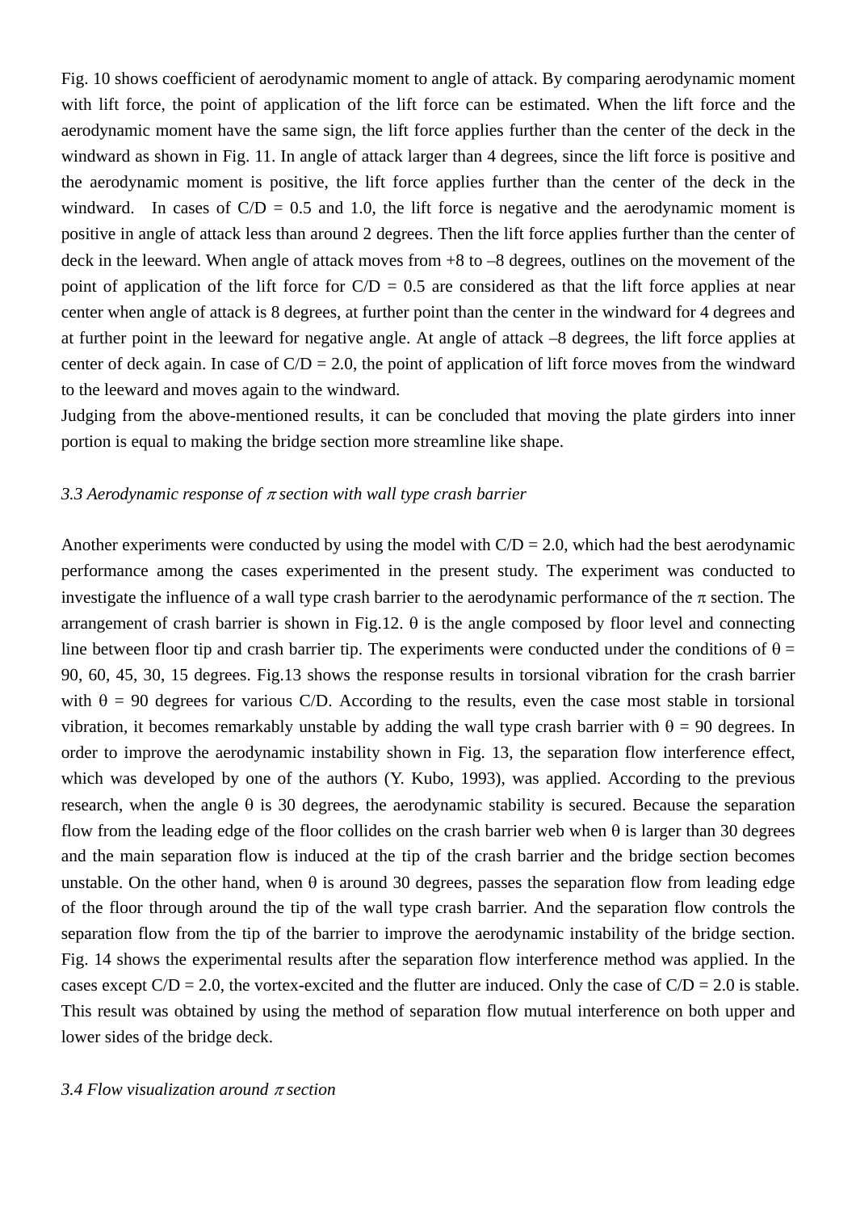Fig. 10 shows coefficient of aerodynamic moment to angle of attack. By comparing aerodynamic moment with lift force, the point of application of the lift force can be estimated. When the lift force and the aerodynamic moment have the same sign, the lift force applies further than the center of the deck in the windward as shown in Fig. 11. In angle of attack larger than 4 degrees, since the lift force is positive and the aerodynamic moment is positive, the lift force applies further than the center of the deck in the windward.  In cases of C/D = 0.5 and 1.0, the lift force is negative and the aerodynamic moment is positive in angle of attack less than around 2 degrees. Then the lift force applies further than the center of deck in the leeward. When angle of attack moves from +8 to –8 degrees, outlines on the movement of the point of application of the lift force for C/D = 0.5 are considered as that the lift force applies at near center when angle of attack is 8 degrees, at further point than the center in the windward for 4 degrees and at further point in the leeward for negative angle. At angle of attack –8 degrees, the lift force applies at center of deck again. In case of C/D = 2.0, the point of application of lift force moves from the windward to the leeward and moves again to the windward.

Judging from the above-mentioned results, it can be concluded that moving the plate girders into inner portion is equal to making the bridge section more streamline like shape.

### *3.3 Aerodynamic response of $\pi$ section with wall type crash barrier*

Another experiments were conducted by using the model with C/D = 2.0, which had the best aerodynamic performance among the cases experimented in the present study. The experiment was conducted to investigate the influence of a wall type crash barrier to the aerodynamic performance of the $\pi$ section. The arrangement of crash barrier is shown in Fig.12. $\theta$ is the angle composed by floor level and connecting line between floor tip and crash barrier tip. The experiments were conducted under the conditions of $\theta$ = 90, 60, 45, 30, 15 degrees. Fig.13 shows the response results in torsional vibration for the crash barrier with $\theta$ = 90 degrees for various C/D. According to the results, even the case most stable in torsional vibration, it becomes remarkably unstable by adding the wall type crash barrier with $\theta$ = 90 degrees. In order to improve the aerodynamic instability shown in Fig. 13, the separation flow interference effect, which was developed by one of the authors (Y. Kubo, 1993), was applied. According to the previous research, when the angle $\theta$ is 30 degrees, the aerodynamic stability is secured. Because the separation flow from the leading edge of the floor collides on the crash barrier web when $\theta$ is larger than 30 degrees and the main separation flow is induced at the tip of the crash barrier and the bridge section becomes unstable. On the other hand, when $\theta$ is around 30 degrees, passes the separation flow from leading edge of the floor through around the tip of the wall type crash barrier. And the separation flow controls the separation flow from the tip of the barrier to improve the aerodynamic instability of the bridge section. Fig. 14 shows the experimental results after the separation flow interference method was applied. In the cases except C/D = 2.0, the vortex-excited and the flutter are induced. Only the case of C/D = 2.0 is stable. This result was obtained by using the method of separation flow mutual interference on both upper and lower sides of the bridge deck.

### *3.4 Flow visualization around $\pi$ section*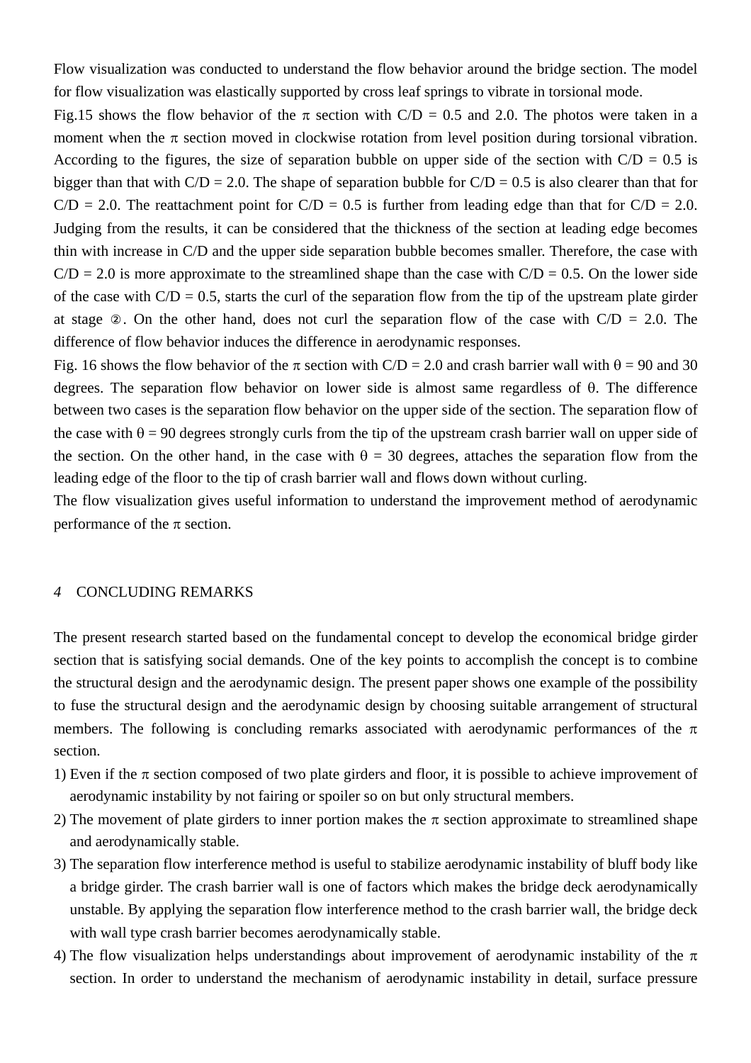Flow visualization was conducted to understand the flow behavior around the bridge section. The model for flow visualization was elastically supported by cross leaf springs to vibrate in torsional mode.

Fig.15 shows the flow behavior of the π section with C/D = 0.5 and 2.0. The photos were taken in a moment when the π section moved in clockwise rotation from level position during torsional vibration. According to the figures, the size of separation bubble on upper side of the section with C/D = 0.5 is bigger than that with C/D = 2.0. The shape of separation bubble for C/D = 0.5 is also clearer than that for C/D = 2.0. The reattachment point for C/D = 0.5 is further from leading edge than that for C/D = 2.0. Judging from the results, it can be considered that the thickness of the section at leading edge becomes thin with increase in C/D and the upper side separation bubble becomes smaller. Therefore, the case with C/D = 2.0 is more approximate to the streamlined shape than the case with C/D = 0.5. On the lower side of the case with C/D = 0.5, starts the curl of the separation flow from the tip of the upstream plate girder at stage ②. On the other hand, does not curl the separation flow of the case with C/D = 2.0. The difference of flow behavior induces the difference in aerodynamic responses.

Fig. 16 shows the flow behavior of the π section with C/D = 2.0 and crash barrier wall with θ = 90 and 30 degrees. The separation flow behavior on lower side is almost same regardless of θ. The difference between two cases is the separation flow behavior on the upper side of the section. The separation flow of the case with θ = 90 degrees strongly curls from the tip of the upstream crash barrier wall on upper side of the section. On the other hand, in the case with θ = 30 degrees, attaches the separation flow from the leading edge of the floor to the tip of crash barrier wall and flows down without curling.

The flow visualization gives useful information to understand the improvement method of aerodynamic performance of the π section.

## *4* CONCLUDING REMARKS

The present research started based on the fundamental concept to develop the economical bridge girder section that is satisfying social demands. One of the key points to accomplish the concept is to combine the structural design and the aerodynamic design. The present paper shows one example of the possibility to fuse the structural design and the aerodynamic design by choosing suitable arrangement of structural members. The following is concluding remarks associated with aerodynamic performances of the π section.

1) Even if the π section composed of two plate girders and floor, it is possible to achieve improvement of aerodynamic instability by not fairing or spoiler so on but only structural members.
2) The movement of plate girders to inner portion makes the π section approximate to streamlined shape and aerodynamically stable.
3) The separation flow interference method is useful to stabilize aerodynamic instability of bluff body like a bridge girder. The crash barrier wall is one of factors which makes the bridge deck aerodynamically unstable. By applying the separation flow interference method to the crash barrier wall, the bridge deck with wall type crash barrier becomes aerodynamically stable.
4) The flow visualization helps understandings about improvement of aerodynamic instability of the π section. In order to understand the mechanism of aerodynamic instability in detail, surface pressure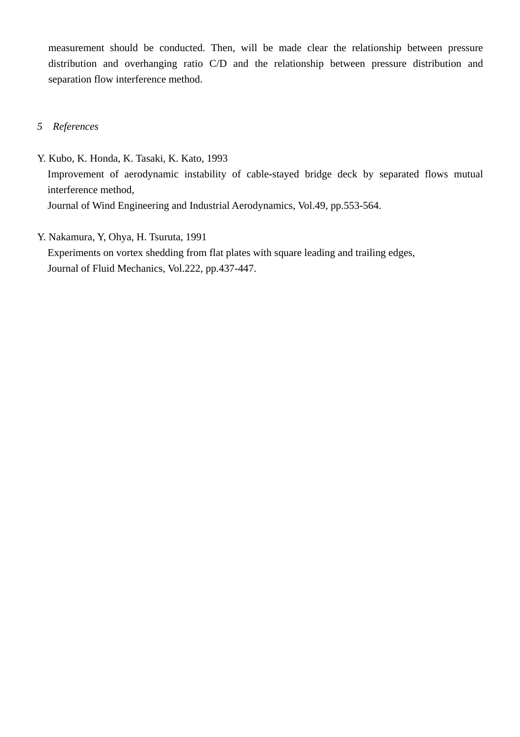measurement should be conducted. Then, will be made clear the relationship between pressure distribution and overhanging ratio C/D and the relationship between pressure distribution and separation flow interference method.

## *5 References*

Y. Kubo, K. Honda, K. Tasaki, K. Kato, 1993
Improvement of aerodynamic instability of cable-stayed bridge deck by separated flows mutual interference method,
Journal of Wind Engineering and Industrial Aerodynamics, Vol.49, pp.553-564.

Y. Nakamura, Y, Ohya, H. Tsuruta, 1991
Experiments on vortex shedding from flat plates with square leading and trailing edges,
Journal of Fluid Mechanics, Vol.222, pp.437-447.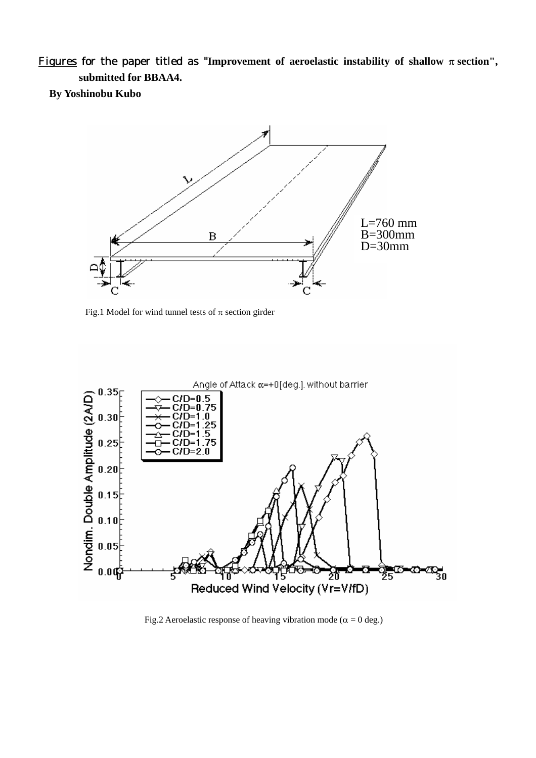Figures for the paper titled as "**Improvement of aeroelastic instability of shallow $\pi$ section", submitted for BBAA4.**

**By Yoshinobu Kubo**

L=760 mm
B=300mm
D=30mm

Fig.1 Model for wind tunnel tests of $\pi$ section girder

Fig.2 Aeroelastic response of heaving vibration mode ($\alpha$ = 0 deg.)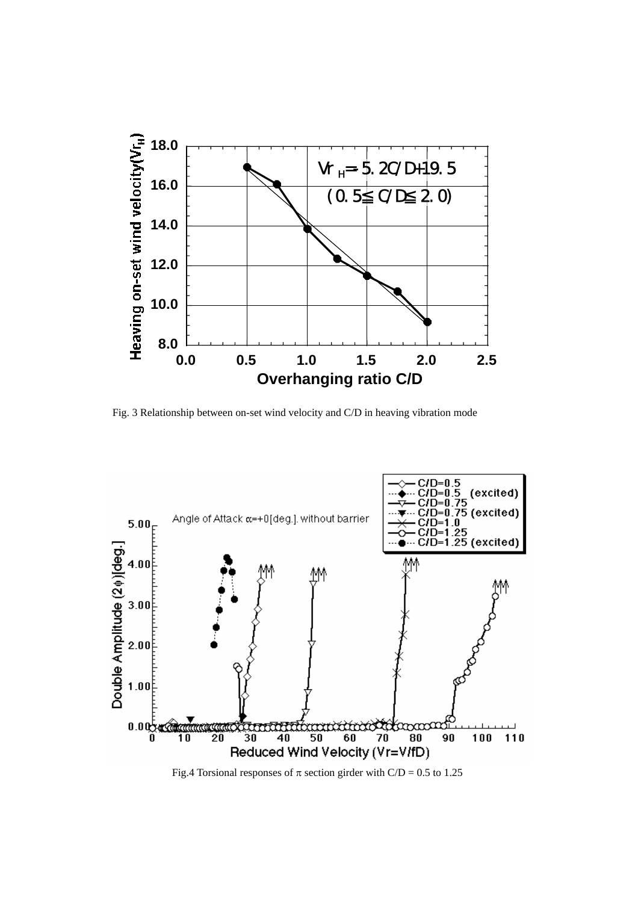Fig. 3 Relationship between on-set wind velocity and C/D in heaving vibration mode

Fig.4 Torsional responses of $\pi$ section girder with C/D = 0.5 to 1.25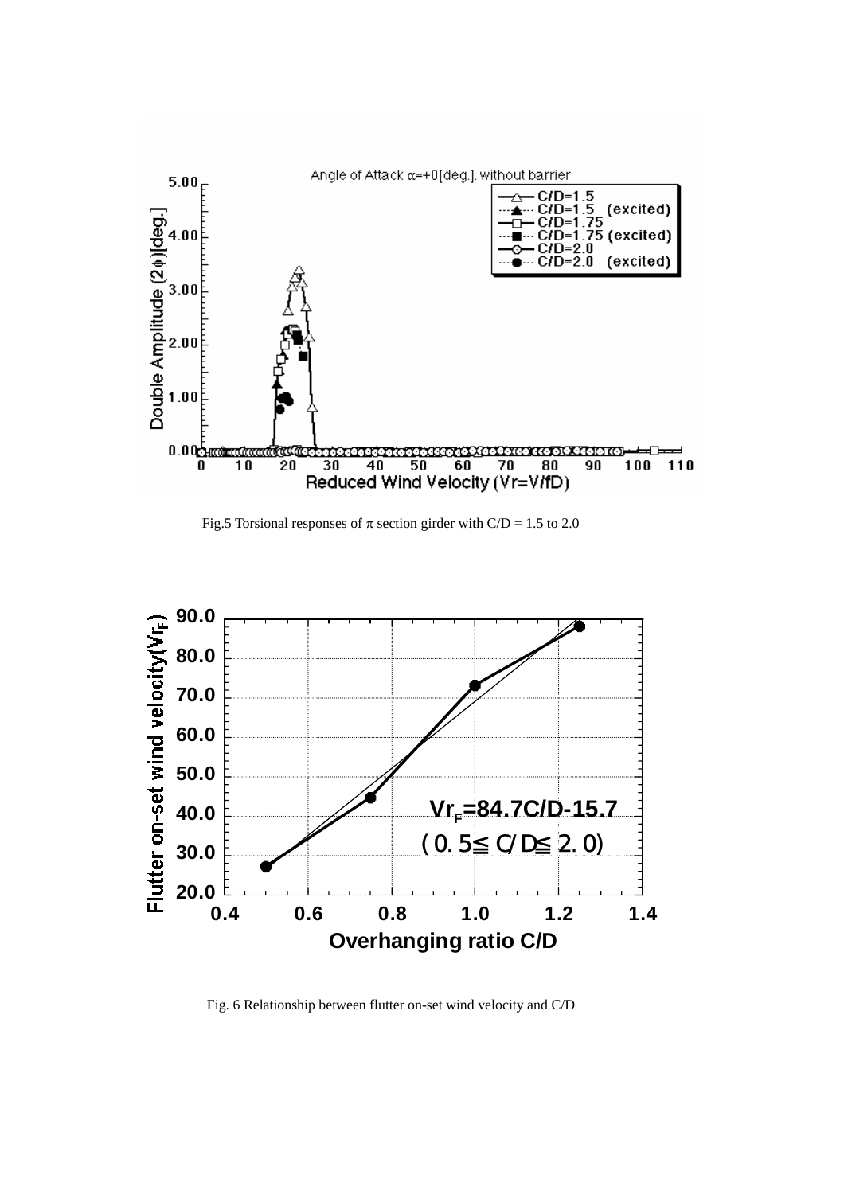Fig.5 Torsional responses of $\pi$ section girder with C/D = 1.5 to 2.0

Fig. 6 Relationship between flutter on-set wind velocity and C/D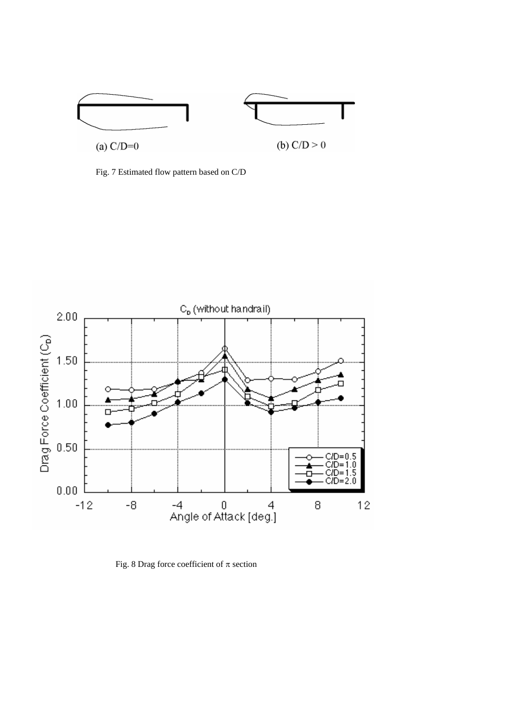Fig. 7 Estimated flow pattern based on C/D

Fig. 8 Drag force coefficient of $\pi$ section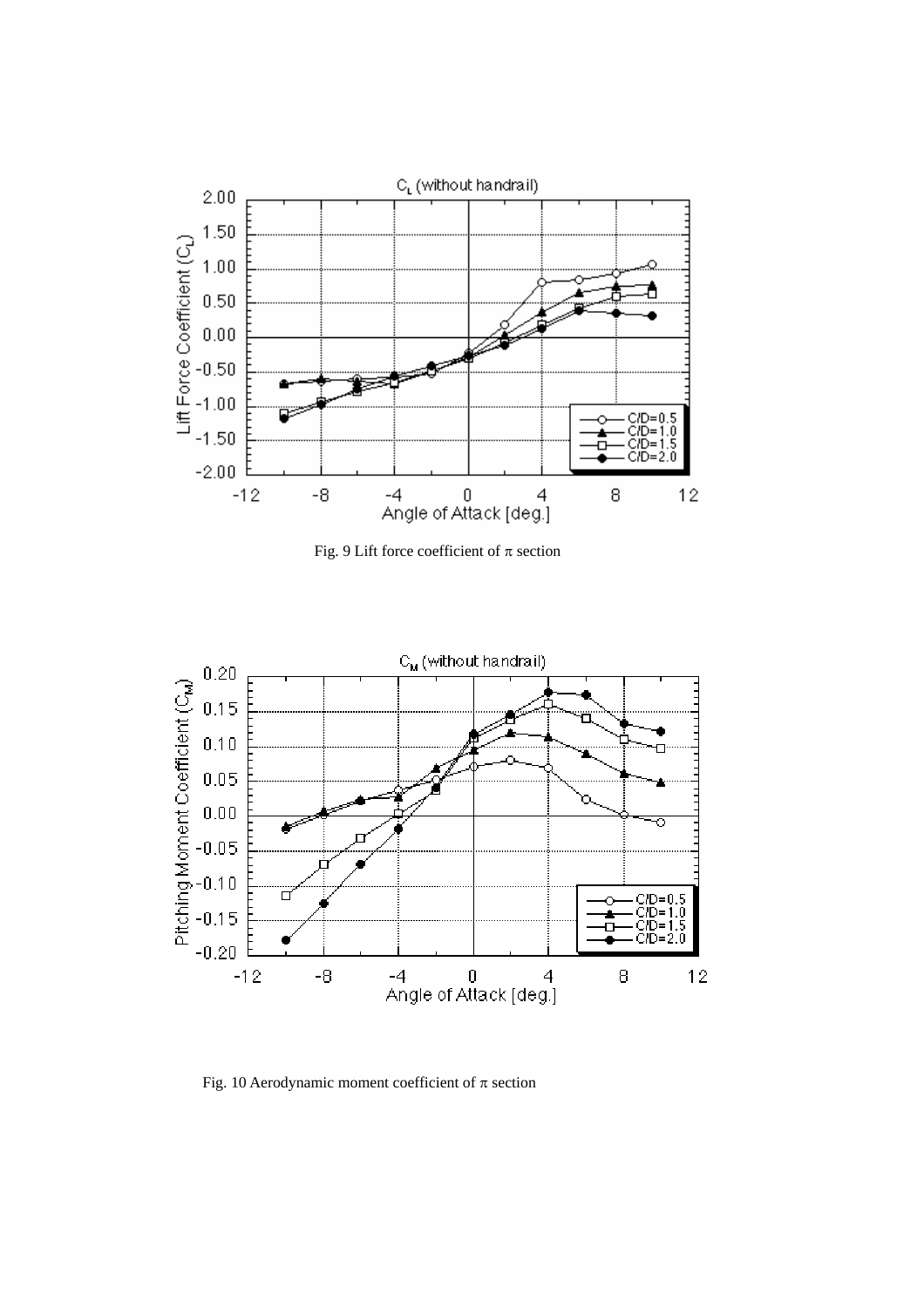Fig. 9 Lift force coefficient of π section

Fig. 10 Aerodynamic moment coefficient of π section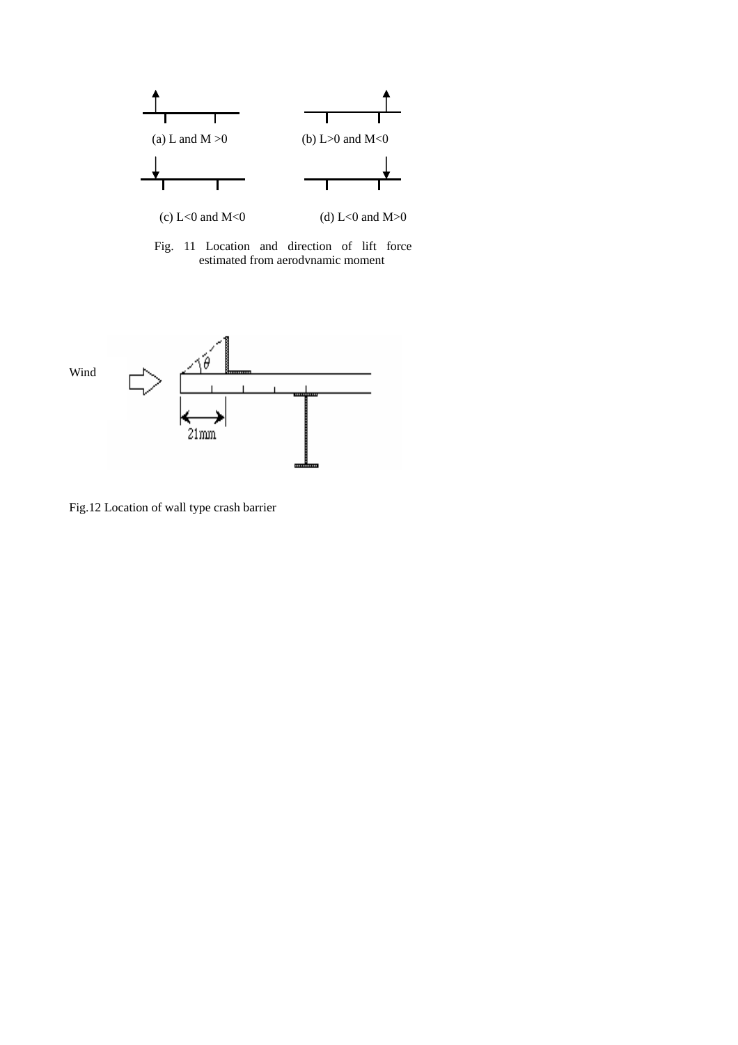(a) L and M >0 (b) L>0 and M<0

(c) L<0 and M<0 (d) L<0 and M>0

Fig. 11 Location and direction of lift force estimated from aerodynamic moment

Wind

$\theta$

21mm

Fig.12 Location of wall type crash barrier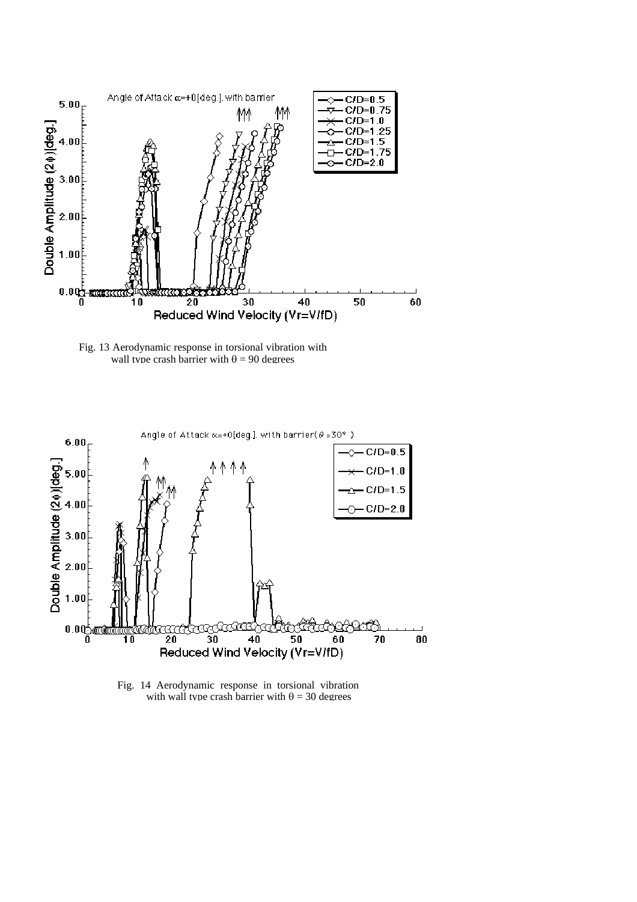Fig. 13 Aerodynamic response in torsional vibration with wall type crash barrier with $\theta$ = 90 degrees

Fig. 14 Aerodynamic response in torsional vibration with wall type crash barrier with $\theta$ = 30 degrees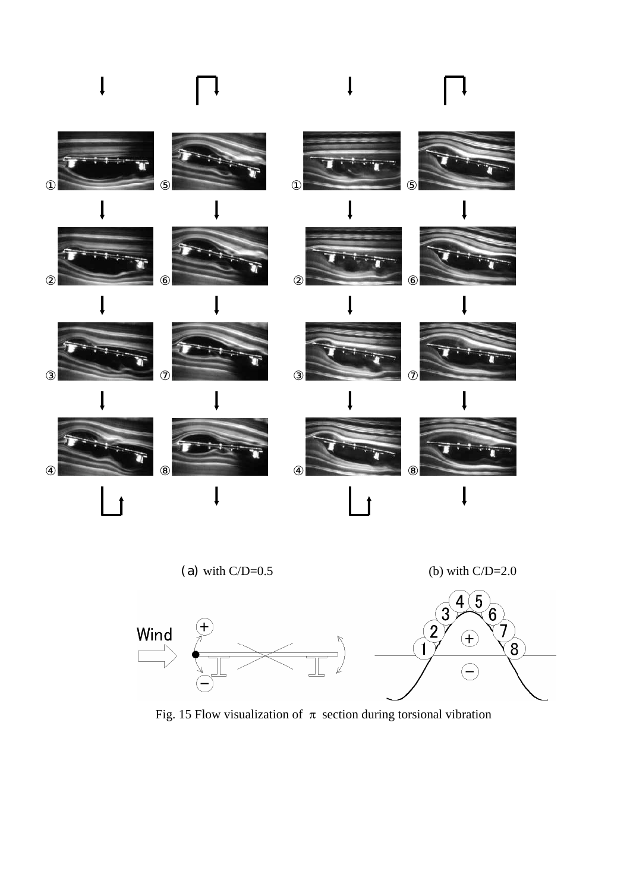(a) with C/D=0.5

(b) with C/D=2.0

Fig. 15 Flow visualization of $\pi$ section during torsional vibration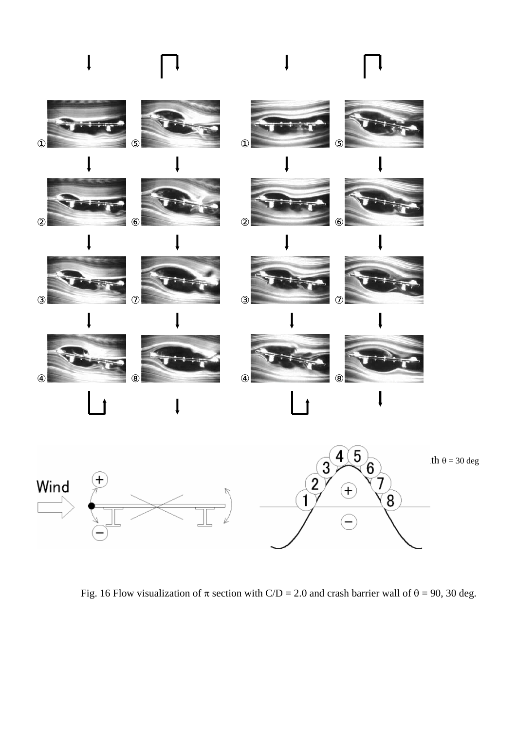①

②

③

④

⑤

⑥

⑦

⑧

①

②

③

④

⑤

⑥

⑦

⑧

th $\theta$ = 30 deg

Wind

+

−

1 2 3 4 5 6 7 8

+

−

Fig. 16 Flow visualization of $\pi$ section with C/D = 2.0 and crash barrier wall of $\theta$ = 90, 30 deg.